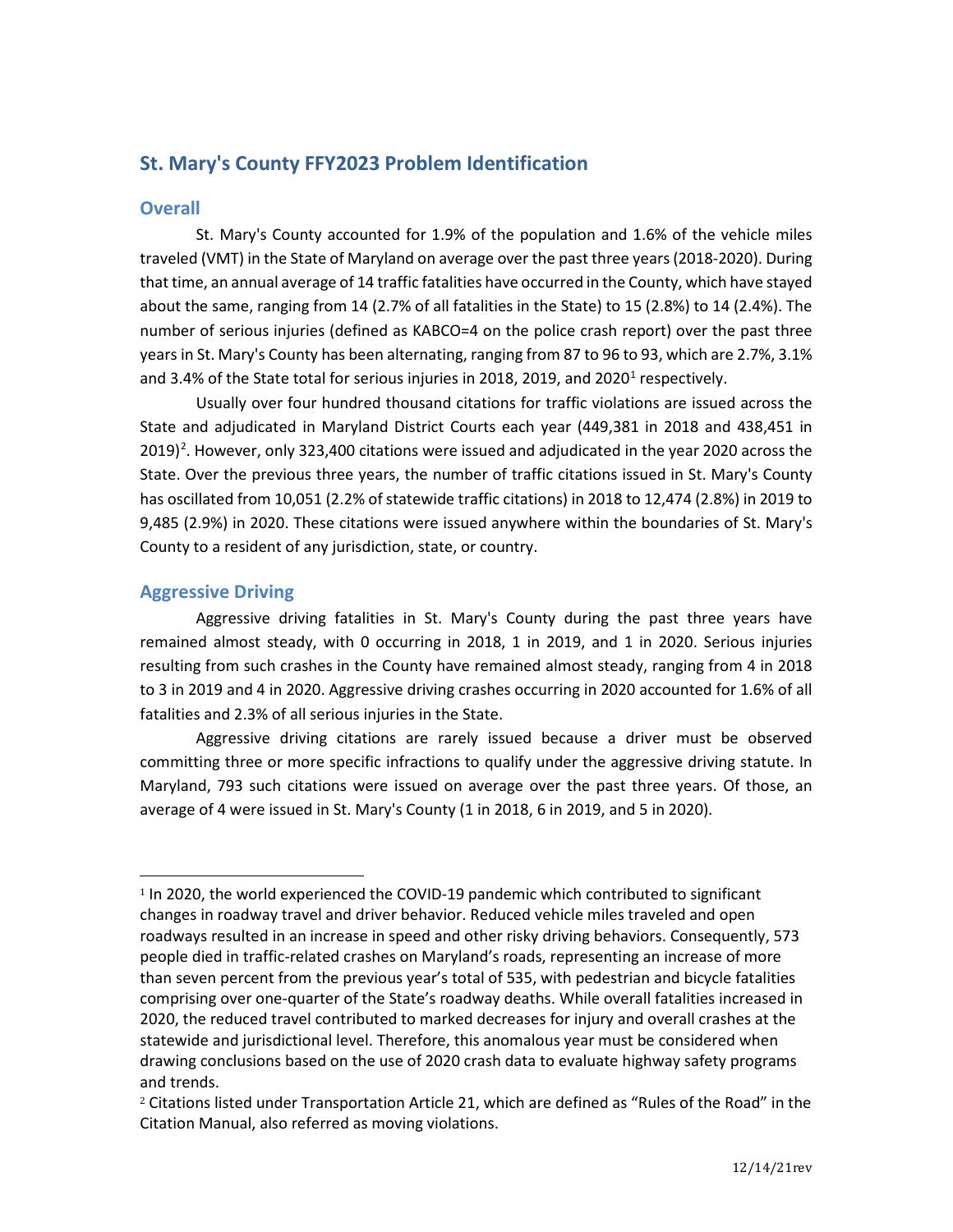## St. Mary's County FFY2023 Problem Identification

### Overall

St. Mary's County accounted for 1.9% of the population and 1.6% of the vehicle miles traveled (VMT) in the State of Maryland on average over the past three years (2018-2020). During that time, an annual average of 14 traffic fatalities have occurred in the County, which have stayed about the same, ranging from 14 (2.7% of all fatalities in the State) to 15 (2.8%) to 14 (2.4%). The number of serious injuries (defined as KABCO=4 on the police crash report) over the past three years in St. Mary's County has been alternating, ranging from 87 to 96 to 93, which are 2.7%, 3.1% and 3.4% of the State total for serious injuries in 2018, 2019, and 2020[1] respectively.

Usually over four hundred thousand citations for traffic violations are issued across the State and adjudicated in Maryland District Courts each year (449,381 in 2018 and 438,451 in 2019)[2]. However, only 323,400 citations were issued and adjudicated in the year 2020 across the State. Over the previous three years, the number of traffic citations issued in St. Mary's County has oscillated from 10,051 (2.2% of statewide traffic citations) in 2018 to 12,474 (2.8%) in 2019 to 9,485 (2.9%) in 2020. These citations were issued anywhere within the boundaries of St. Mary's County to a resident of any jurisdiction, state, or country.

### Aggressive Driving

Aggressive driving fatalities in St. Mary's County during the past three years have remained almost steady, with 0 occurring in 2018, 1 in 2019, and 1 in 2020. Serious injuries resulting from such crashes in the County have remained almost steady, ranging from 4 in 2018 to 3 in 2019 and 4 in 2020. Aggressive driving crashes occurring in 2020 accounted for 1.6% of all fatalities and 2.3% of all serious injuries in the State.

Aggressive driving citations are rarely issued because a driver must be observed committing three or more specific infractions to qualify under the aggressive driving statute. In Maryland, 793 such citations were issued on average over the past three years. Of those, an average of 4 were issued in St. Mary's County (1 in 2018, 6 in 2019, and 5 in 2020).

---

[1] In 2020, the world experienced the COVID-19 pandemic which contributed to significant changes in roadway travel and driver behavior. Reduced vehicle miles traveled and open roadways resulted in an increase in speed and other risky driving behaviors. Consequently, 573 people died in traffic-related crashes on Maryland's roads, representing an increase of more than seven percent from the previous year's total of 535, with pedestrian and bicycle fatalities comprising over one-quarter of the State's roadway deaths. While overall fatalities increased in 2020, the reduced travel contributed to marked decreases for injury and overall crashes at the statewide and jurisdictional level. Therefore, this anomalous year must be considered when drawing conclusions based on the use of 2020 crash data to evaluate highway safety programs and trends.

[2] Citations listed under Transportation Article 21, which are defined as "Rules of the Road" in the Citation Manual, also referred as moving violations.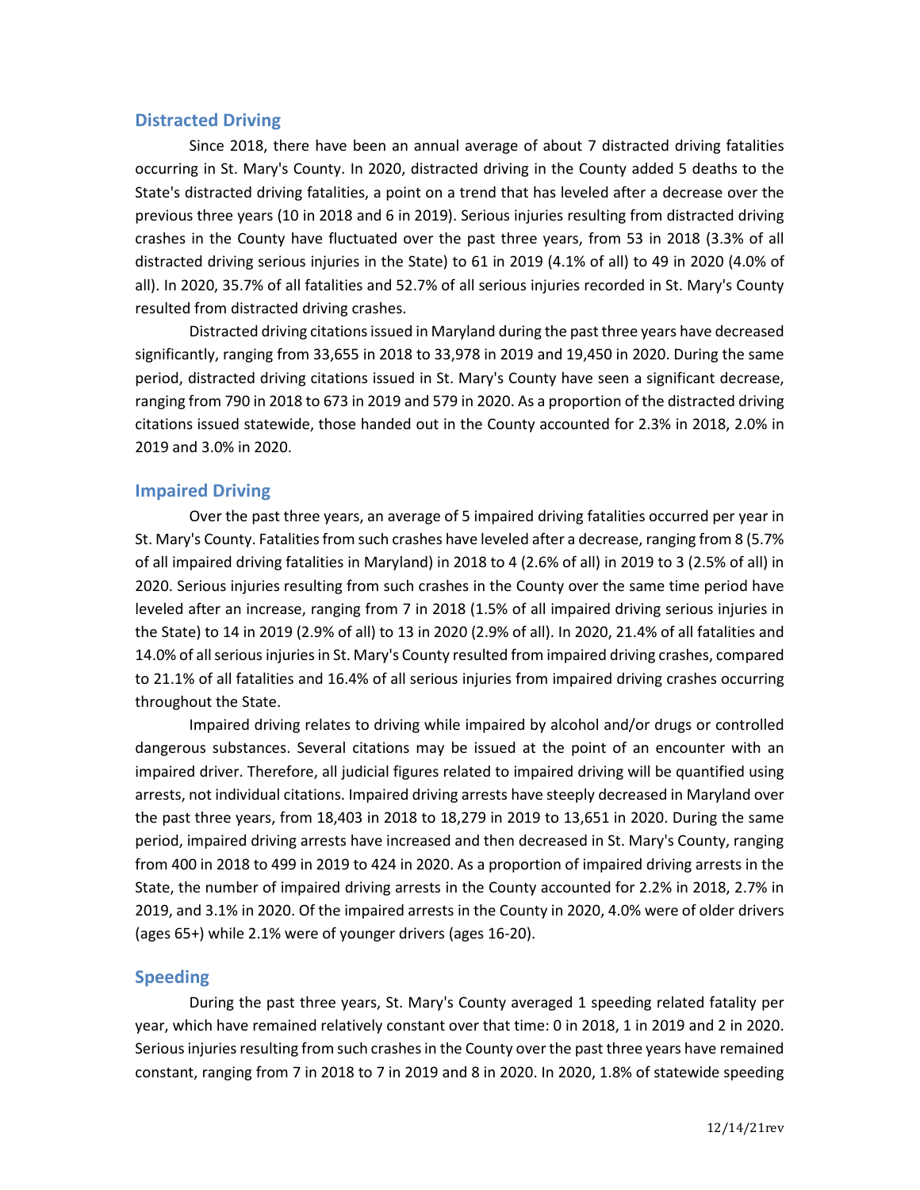## Distracted Driving

Since 2018, there have been an annual average of about 7 distracted driving fatalities occurring in St. Mary's County. In 2020, distracted driving in the County added 5 deaths to the State's distracted driving fatalities, a point on a trend that has leveled after a decrease over the previous three years (10 in 2018 and 6 in 2019). Serious injuries resulting from distracted driving crashes in the County have fluctuated over the past three years, from 53 in 2018 (3.3% of all distracted driving serious injuries in the State) to 61 in 2019 (4.1% of all) to 49 in 2020 (4.0% of all). In 2020, 35.7% of all fatalities and 52.7% of all serious injuries recorded in St. Mary's County resulted from distracted driving crashes.

Distracted driving citations issued in Maryland during the past three years have decreased significantly, ranging from 33,655 in 2018 to 33,978 in 2019 and 19,450 in 2020. During the same period, distracted driving citations issued in St. Mary's County have seen a significant decrease, ranging from 790 in 2018 to 673 in 2019 and 579 in 2020. As a proportion of the distracted driving citations issued statewide, those handed out in the County accounted for 2.3% in 2018, 2.0% in 2019 and 3.0% in 2020.

## Impaired Driving

Over the past three years, an average of 5 impaired driving fatalities occurred per year in St. Mary's County. Fatalities from such crashes have leveled after a decrease, ranging from 8 (5.7% of all impaired driving fatalities in Maryland) in 2018 to 4 (2.6% of all) in 2019 to 3 (2.5% of all) in 2020. Serious injuries resulting from such crashes in the County over the same time period have leveled after an increase, ranging from 7 in 2018 (1.5% of all impaired driving serious injuries in the State) to 14 in 2019 (2.9% of all) to 13 in 2020 (2.9% of all). In 2020, 21.4% of all fatalities and 14.0% of all serious injuries in St. Mary's County resulted from impaired driving crashes, compared to 21.1% of all fatalities and 16.4% of all serious injuries from impaired driving crashes occurring throughout the State.

Impaired driving relates to driving while impaired by alcohol and/or drugs or controlled dangerous substances. Several citations may be issued at the point of an encounter with an impaired driver. Therefore, all judicial figures related to impaired driving will be quantified using arrests, not individual citations. Impaired driving arrests have steeply decreased in Maryland over the past three years, from 18,403 in 2018 to 18,279 in 2019 to 13,651 in 2020. During the same period, impaired driving arrests have increased and then decreased in St. Mary's County, ranging from 400 in 2018 to 499 in 2019 to 424 in 2020. As a proportion of impaired driving arrests in the State, the number of impaired driving arrests in the County accounted for 2.2% in 2018, 2.7% in 2019, and 3.1% in 2020. Of the impaired arrests in the County in 2020, 4.0% were of older drivers (ages 65+) while 2.1% were of younger drivers (ages 16-20).

## Speeding

During the past three years, St. Mary's County averaged 1 speeding related fatality per year, which have remained relatively constant over that time: 0 in 2018, 1 in 2019 and 2 in 2020. Serious injuries resulting from such crashes in the County over the past three years have remained constant, ranging from 7 in 2018 to 7 in 2019 and 8 in 2020. In 2020, 1.8% of statewide speeding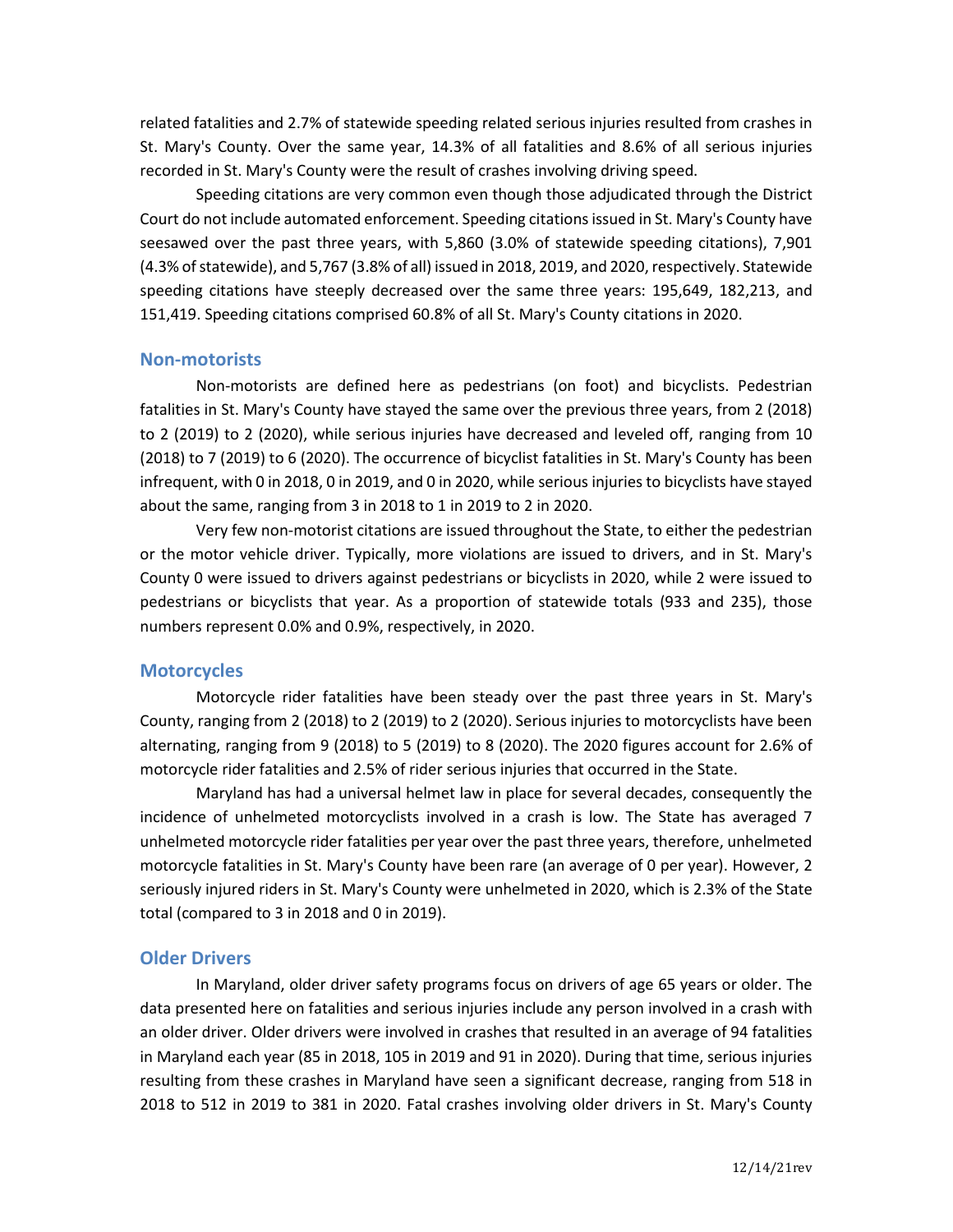related fatalities and 2.7% of statewide speeding related serious injuries resulted from crashes in St. Mary's County. Over the same year, 14.3% of all fatalities and 8.6% of all serious injuries recorded in St. Mary's County were the result of crashes involving driving speed.

Speeding citations are very common even though those adjudicated through the District Court do not include automated enforcement. Speeding citations issued in St. Mary's County have seesawed over the past three years, with 5,860 (3.0% of statewide speeding citations), 7,901 (4.3% of statewide), and 5,767 (3.8% of all) issued in 2018, 2019, and 2020, respectively. Statewide speeding citations have steeply decreased over the same three years: 195,649, 182,213, and 151,419. Speeding citations comprised 60.8% of all St. Mary's County citations in 2020.

## Non-motorists

Non-motorists are defined here as pedestrians (on foot) and bicyclists. Pedestrian fatalities in St. Mary's County have stayed the same over the previous three years, from 2 (2018) to 2 (2019) to 2 (2020), while serious injuries have decreased and leveled off, ranging from 10 (2018) to 7 (2019) to 6 (2020). The occurrence of bicyclist fatalities in St. Mary's County has been infrequent, with 0 in 2018, 0 in 2019, and 0 in 2020, while serious injuries to bicyclists have stayed about the same, ranging from 3 in 2018 to 1 in 2019 to 2 in 2020.

Very few non-motorist citations are issued throughout the State, to either the pedestrian or the motor vehicle driver. Typically, more violations are issued to drivers, and in St. Mary's County 0 were issued to drivers against pedestrians or bicyclists in 2020, while 2 were issued to pedestrians or bicyclists that year. As a proportion of statewide totals (933 and 235), those numbers represent 0.0% and 0.9%, respectively, in 2020.

## Motorcycles

Motorcycle rider fatalities have been steady over the past three years in St. Mary's County, ranging from 2 (2018) to 2 (2019) to 2 (2020). Serious injuries to motorcyclists have been alternating, ranging from 9 (2018) to 5 (2019) to 8 (2020). The 2020 figures account for 2.6% of motorcycle rider fatalities and 2.5% of rider serious injuries that occurred in the State.

Maryland has had a universal helmet law in place for several decades, consequently the incidence of unhelmeted motorcyclists involved in a crash is low. The State has averaged 7 unhelmeted motorcycle rider fatalities per year over the past three years, therefore, unhelmeted motorcycle fatalities in St. Mary's County have been rare (an average of 0 per year). However, 2 seriously injured riders in St. Mary's County were unhelmeted in 2020, which is 2.3% of the State total (compared to 3 in 2018 and 0 in 2019).

## Older Drivers

In Maryland, older driver safety programs focus on drivers of age 65 years or older. The data presented here on fatalities and serious injuries include any person involved in a crash with an older driver. Older drivers were involved in crashes that resulted in an average of 94 fatalities in Maryland each year (85 in 2018, 105 in 2019 and 91 in 2020). During that time, serious injuries resulting from these crashes in Maryland have seen a significant decrease, ranging from 518 in 2018 to 512 in 2019 to 381 in 2020. Fatal crashes involving older drivers in St. Mary's County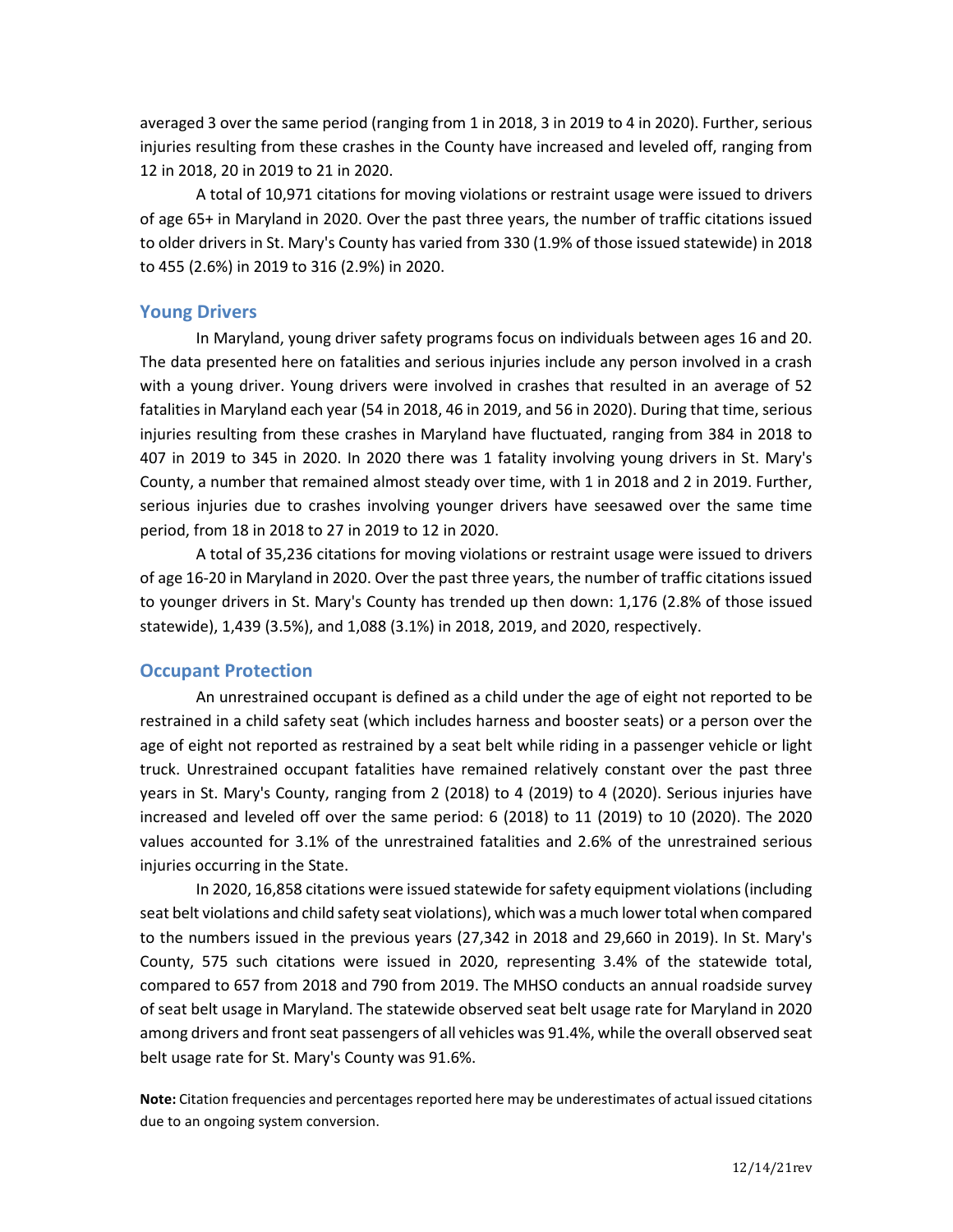averaged 3 over the same period (ranging from 1 in 2018, 3 in 2019 to 4 in 2020). Further, serious injuries resulting from these crashes in the County have increased and leveled off, ranging from 12 in 2018, 20 in 2019 to 21 in 2020.

A total of 10,971 citations for moving violations or restraint usage were issued to drivers of age 65+ in Maryland in 2020. Over the past three years, the number of traffic citations issued to older drivers in St. Mary's County has varied from 330 (1.9% of those issued statewide) in 2018 to 455 (2.6%) in 2019 to 316 (2.9%) in 2020.

## Young Drivers

In Maryland, young driver safety programs focus on individuals between ages 16 and 20. The data presented here on fatalities and serious injuries include any person involved in a crash with a young driver. Young drivers were involved in crashes that resulted in an average of 52 fatalities in Maryland each year (54 in 2018, 46 in 2019, and 56 in 2020). During that time, serious injuries resulting from these crashes in Maryland have fluctuated, ranging from 384 in 2018 to 407 in 2019 to 345 in 2020. In 2020 there was 1 fatality involving young drivers in St. Mary's County, a number that remained almost steady over time, with 1 in 2018 and 2 in 2019. Further, serious injuries due to crashes involving younger drivers have seesawed over the same time period, from 18 in 2018 to 27 in 2019 to 12 in 2020.

A total of 35,236 citations for moving violations or restraint usage were issued to drivers of age 16-20 in Maryland in 2020. Over the past three years, the number of traffic citations issued to younger drivers in St. Mary's County has trended up then down: 1,176 (2.8% of those issued statewide), 1,439 (3.5%), and 1,088 (3.1%) in 2018, 2019, and 2020, respectively.

## Occupant Protection

An unrestrained occupant is defined as a child under the age of eight not reported to be restrained in a child safety seat (which includes harness and booster seats) or a person over the age of eight not reported as restrained by a seat belt while riding in a passenger vehicle or light truck. Unrestrained occupant fatalities have remained relatively constant over the past three years in St. Mary's County, ranging from 2 (2018) to 4 (2019) to 4 (2020). Serious injuries have increased and leveled off over the same period: 6 (2018) to 11 (2019) to 10 (2020). The 2020 values accounted for 3.1% of the unrestrained fatalities and 2.6% of the unrestrained serious injuries occurring in the State.

In 2020, 16,858 citations were issued statewide for safety equipment violations (including seat belt violations and child safety seat violations), which was a much lower total when compared to the numbers issued in the previous years (27,342 in 2018 and 29,660 in 2019). In St. Mary's County, 575 such citations were issued in 2020, representing 3.4% of the statewide total, compared to 657 from 2018 and 790 from 2019. The MHSO conducts an annual roadside survey of seat belt usage in Maryland. The statewide observed seat belt usage rate for Maryland in 2020 among drivers and front seat passengers of all vehicles was 91.4%, while the overall observed seat belt usage rate for St. Mary's County was 91.6%.

**Note:** Citation frequencies and percentages reported here may be underestimates of actual issued citations due to an ongoing system conversion.

12/14/21rev